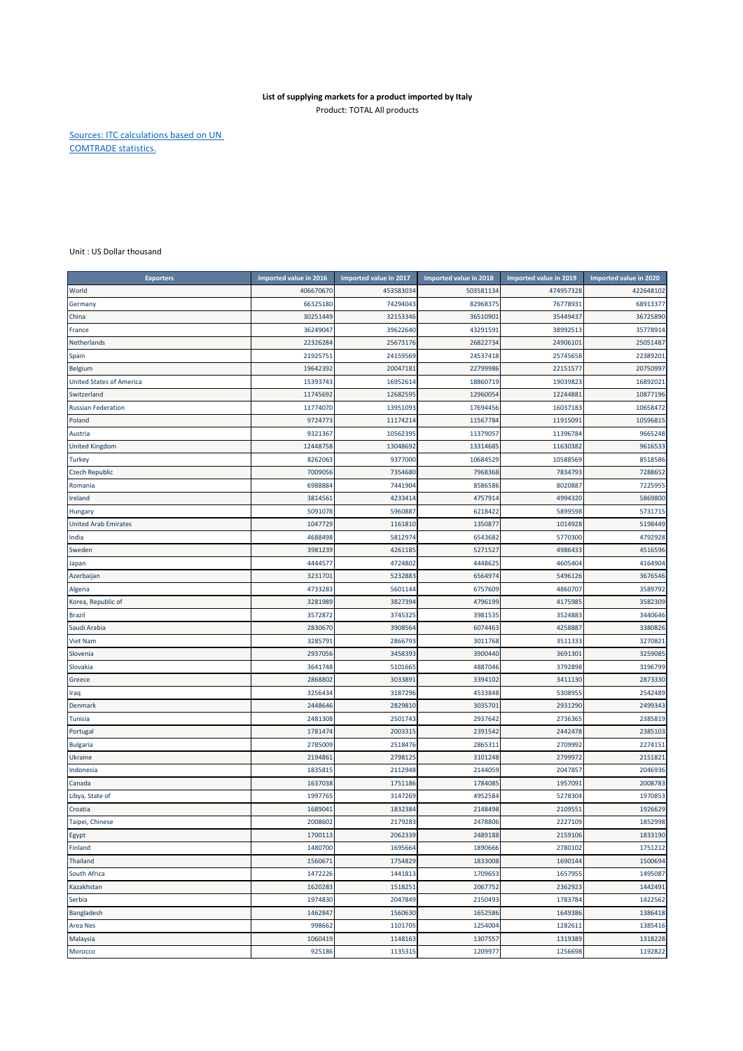**List of supplying markets for a product imported by Italy**

Product: TOTAL All products

[Sources: ITC calculations based on UN COMTRADE statistics.]

Unit : US Dollar thousand

| Exporters | Imported value in 2016 | Imported value in 2017 | Imported value in 2018 | Imported value in 2019 | Imported value in 2020 |
|---|---|---|---|---|---|
| World | 406670670 | 453583034 | 503581134 | 474957328 | 422648102 |
| Germany | 66325180 | 74294043 | 82968375 | 76778931 | 68913377 |
| China | 30251449 | 32153346 | 36510901 | 35449437 | 36725890 |
| France | 36249047 | 39622640 | 43291591 | 38992513 | 35778914 |
| Netherlands | 22326284 | 25673176 | 26822734 | 24906101 | 25051487 |
| Spain | 21925751 | 24159569 | 24537418 | 25745658 | 22389201 |
| Belgium | 19642392 | 20047181 | 22799986 | 22151577 | 20750997 |
| United States of America | 15393743 | 16952614 | 18860719 | 19039823 | 16892021 |
| Switzerland | 11745692 | 12682595 | 12960054 | 12244881 | 10877196 |
| Russian Federation | 11774070 | 13951093 | 17694456 | 16037183 | 10658472 |
| Poland | 9724773 | 11174214 | 11567784 | 11915091 | 10596815 |
| Austria | 9321367 | 10562395 | 11379057 | 11396784 | 9665248 |
| United Kingdom | 12448758 | 13048692 | 13314685 | 11630382 | 9616533 |
| Turkey | 8262063 | 9377000 | 10684529 | 10588569 | 8518586 |
| Czech Republic | 7009056 | 7354680 | 7968368 | 7834793 | 7288652 |
| Romania | 6988884 | 7441904 | 8586586 | 8020887 | 7225955 |
| Ireland | 3814561 | 4233414 | 4757914 | 4994320 | 5869800 |
| Hungary | 5091078 | 5960887 | 6218422 | 5899598 | 5731715 |
| United Arab Emirates | 1047729 | 1161810 | 1350877 | 1014928 | 5198449 |
| India | 4688498 | 5812974 | 6543682 | 5770300 | 4792928 |
| Sweden | 3981239 | 4261185 | 5271527 | 4986433 | 4516596 |
| Japan | 4444577 | 4724802 | 4448625 | 4605404 | 4164904 |
| Azerbaijan | 3231701 | 5232883 | 6564974 | 5496126 | 3676546 |
| Algeria | 4733283 | 5601144 | 6757609 | 4860707 | 3589792 |
| Korea, Republic of | 3281989 | 3827394 | 4796199 | 4175985 | 3582309 |
| Brazil | 3572872 | 3745325 | 3981535 | 3524883 | 3440646 |
| Saudi Arabia | 2830670 | 3908564 | 6074463 | 4258887 | 3380826 |
| Viet Nam | 3285791 | 2866793 | 3011768 | 3511333 | 3270821 |
| Slovenia | 2937056 | 3458393 | 3900440 | 3691301 | 3259085 |
| Slovakia | 3641748 | 5101665 | 4887046 | 3792898 | 3196799 |
| Greece | 2868802 | 3033891 | 3394102 | 3411130 | 2873330 |
| Iraq | 3256434 | 3187296 | 4533848 | 5308955 | 2542489 |
| Denmark | 2448646 | 2829810 | 3035701 | 2931290 | 2499343 |
| Tunisia | 2481308 | 2501743 | 2937642 | 2736365 | 2385819 |
| Portugal | 1781474 | 2003315 | 2391542 | 2442478 | 2385103 |
| Bulgaria | 2785009 | 2518476 | 2865311 | 2709992 | 2274151 |
| Ukraine | 2194861 | 2798125 | 3101248 | 2799972 | 2151821 |
| Indonesia | 1835815 | 2112948 | 2144059 | 2047857 | 2046936 |
| Canada | 1637038 | 1751186 | 1784085 | 1957091 | 2008783 |
| Libya, State of | 1997765 | 3147269 | 4952584 | 5278304 | 1970853 |
| Croatia | 1689041 | 1832384 | 2148498 | 2109551 | 1926629 |
| Taipei, Chinese | 2008602 | 2179283 | 2478806 | 2227109 | 1852998 |
| Egypt | 1700113 | 2062339 | 2489188 | 2159106 | 1833190 |
| Finland | 1480700 | 1695664 | 1890666 | 2780102 | 1751212 |
| Thailand | 1560671 | 1754829 | 1833008 | 1690144 | 1500694 |
| South Africa | 1472226 | 1441813 | 1709653 | 1657955 | 1495087 |
| Kazakhstan | 1620283 | 1518251 | 2067752 | 2362923 | 1442491 |
| Serbia | 1974830 | 2047849 | 2150493 | 1783784 | 1422562 |
| Bangladesh | 1462847 | 1560630 | 1652586 | 1649386 | 1386418 |
| Area Nes | 998662 | 1101705 | 1254004 | 1282611 | 1385416 |
| Malaysia | 1060419 | 1148163 | 1307557 | 1319389 | 1318228 |
| Morocco | 925186 | 1135315 | 1209977 | 1256698 | 1192822 |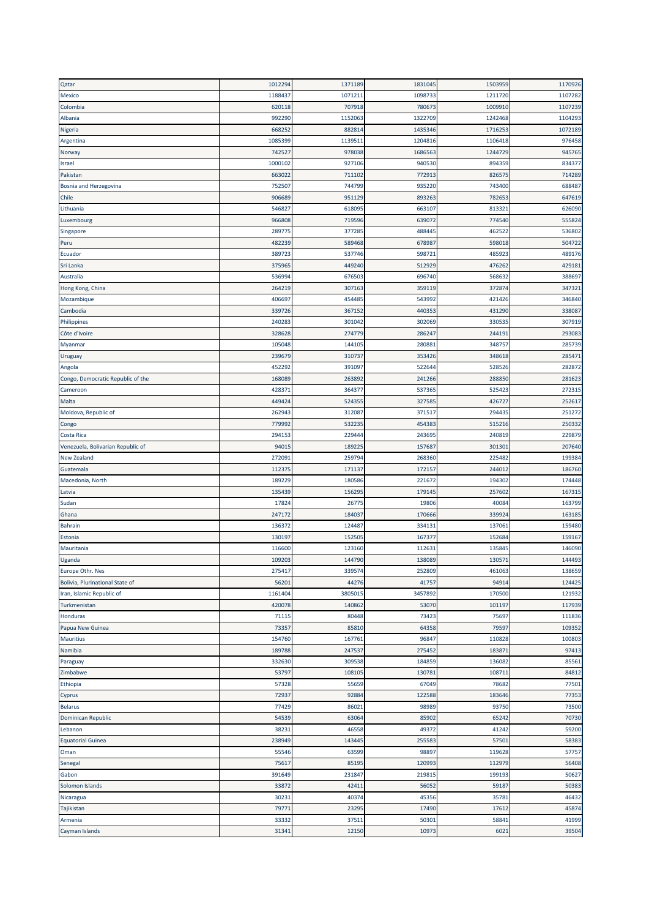| | | | | | |
|---|---|---|---|---|---|
| Qatar | 1012294 | 1371189 | 1831045 | 1503959 | 1170926 |
| Mexico | 1188437 | 1071211 | 1098733 | 1211720 | 1107282 |
| Colombia | 620118 | 707918 | 780673 | 1009910 | 1107239 |
| Albania | 992290 | 1152063 | 1322709 | 1242468 | 1104293 |
| Nigeria | 668252 | 882814 | 1435346 | 1716253 | 1072189 |
| Argentina | 1085399 | 1139511 | 1204816 | 1106418 | 976458 |
| Norway | 742527 | 978038 | 1686563 | 1244729 | 945765 |
| Israel | 1000102 | 927106 | 940530 | 894359 | 834377 |
| Pakistan | 663022 | 711102 | 772913 | 826575 | 714289 |
| Bosnia and Herzegovina | 752507 | 744799 | 935220 | 743400 | 688487 |
| Chile | 906689 | 951129 | 893263 | 782653 | 647619 |
| Lithuania | 546827 | 618095 | 663107 | 813321 | 626090 |
| Luxembourg | 966808 | 719596 | 639072 | 774540 | 555824 |
| Singapore | 289775 | 377285 | 488445 | 462522 | 536802 |
| Peru | 482239 | 589468 | 678987 | 598018 | 504722 |
| Ecuador | 389723 | 537746 | 598721 | 485923 | 489176 |
| Sri Lanka | 375965 | 449240 | 512929 | 476262 | 429181 |
| Australia | 536994 | 676503 | 696740 | 568632 | 388697 |
| Hong Kong, China | 264219 | 307163 | 359119 | 372874 | 347321 |
| Mozambique | 406697 | 454485 | 543992 | 421426 | 346840 |
| Cambodia | 339726 | 367152 | 440353 | 431290 | 338087 |
| Philippines | 240283 | 301042 | 302069 | 330535 | 307919 |
| Côte d'Ivoire | 328628 | 274779 | 286247 | 244191 | 293083 |
| Myanmar | 105048 | 144105 | 280881 | 348757 | 285739 |
| Uruguay | 239679 | 310737 | 353426 | 348618 | 285471 |
| Angola | 452292 | 391097 | 522644 | 528526 | 282872 |
| Congo, Democratic Republic of the | 168089 | 263892 | 241266 | 288850 | 281623 |
| Cameroon | 428371 | 364377 | 537365 | 525423 | 272315 |
| Malta | 449424 | 524355 | 327585 | 426727 | 252617 |
| Moldova, Republic of | 262943 | 312087 | 371517 | 294435 | 251272 |
| Congo | 779992 | 532235 | 454383 | 515216 | 250332 |
| Costa Rica | 294153 | 229444 | 243695 | 240819 | 229879 |
| Venezuela, Bolivarian Republic of | 94015 | 189225 | 157687 | 301301 | 207640 |
| New Zealand | 272091 | 259794 | 268360 | 225482 | 199384 |
| Guatemala | 112375 | 171137 | 172157 | 244012 | 186760 |
| Macedonia, North | 189229 | 180586 | 221672 | 194302 | 174448 |
| Latvia | 135439 | 156295 | 179145 | 257602 | 167315 |
| Sudan | 17824 | 26775 | 19806 | 40084 | 163799 |
| Ghana | 247172 | 184037 | 170666 | 339924 | 163185 |
| Bahrain | 136372 | 124487 | 334131 | 137061 | 159480 |
| Estonia | 130197 | 152505 | 167377 | 152684 | 159167 |
| Mauritania | 116600 | 123160 | 112631 | 135845 | 146090 |
| Uganda | 109203 | 144790 | 138089 | 130571 | 144493 |
| Europe Othr. Nes | 275417 | 339574 | 252809 | 461063 | 138659 |
| Bolivia, Plurinational State of | 56201 | 44276 | 41757 | 94914 | 124425 |
| Iran, Islamic Republic of | 1161404 | 3805015 | 3457892 | 170500 | 121932 |
| Turkmenistan | 420078 | 140862 | 53070 | 101197 | 117939 |
| Honduras | 71115 | 80448 | 73423 | 75697 | 111836 |
| Papua New Guinea | 73357 | 85810 | 64358 | 79597 | 109352 |
| Mauritius | 154760 | 167761 | 96847 | 110828 | 100803 |
| Namibia | 189788 | 247537 | 275452 | 183871 | 97413 |
| Paraguay | 332630 | 309538 | 184859 | 136082 | 85561 |
| Zimbabwe | 53797 | 108105 | 130781 | 108711 | 84812 |
| Ethiopia | 57328 | 55659 | 67049 | 78682 | 77501 |
| Cyprus | 72937 | 92884 | 122588 | 183646 | 77353 |
| Belarus | 77429 | 86021 | 98989 | 93750 | 73500 |
| Dominican Republic | 54539 | 63064 | 85902 | 65242 | 70730 |
| Lebanon | 38231 | 46558 | 49372 | 41242 | 59200 |
| Equatorial Guinea | 238949 | 143445 | 255583 | 57501 | 58383 |
| Oman | 55546 | 63599 | 98897 | 119628 | 57757 |
| Senegal | 75617 | 85195 | 120993 | 112979 | 56408 |
| Gabon | 391649 | 231847 | 219815 | 199193 | 50627 |
| Solomon Islands | 33872 | 42411 | 56052 | 59187 | 50383 |
| Nicaragua | 30231 | 40374 | 45356 | 35781 | 46432 |
| Tajikistan | 79771 | 23295 | 17490 | 17612 | 45874 |
| Armenia | 33332 | 37511 | 50301 | 58841 | 41999 |
| Cayman Islands | 31341 | 12150 | 10973 | 6021 | 39504 |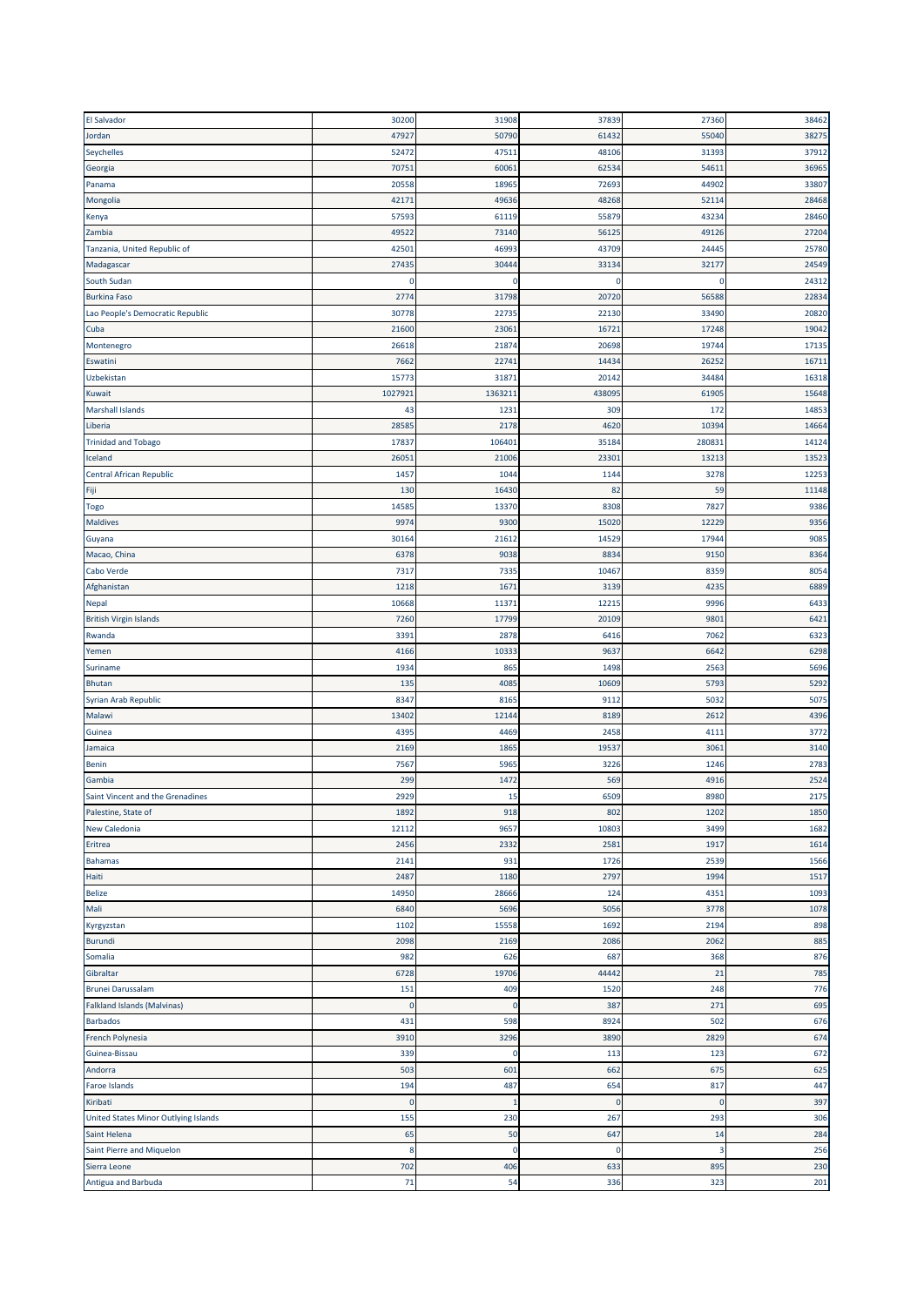| | | | | | |
|---|---|---|---|---|---|
| El Salvador | 30200 | 31908 | 37839 | 27360 | 38462 |
| Jordan | 47927 | 50790 | 61432 | 55040 | 38275 |
| Seychelles | 52472 | 47511 | 48106 | 31393 | 37912 |
| Georgia | 70751 | 60061 | 62534 | 54611 | 36965 |
| Panama | 20558 | 18965 | 72693 | 44902 | 33807 |
| Mongolia | 42171 | 49636 | 48268 | 52114 | 28468 |
| Kenya | 57593 | 61119 | 55879 | 43234 | 28460 |
| Zambia | 49522 | 73140 | 56125 | 49126 | 27204 |
| Tanzania, United Republic of | 42501 | 46993 | 43709 | 24445 | 25780 |
| Madagascar | 27435 | 30444 | 33134 | 32177 | 24549 |
| South Sudan | 0 | 0 | 0 | 0 | 24312 |
| Burkina Faso | 2774 | 31798 | 20720 | 56588 | 22834 |
| Lao People's Democratic Republic | 30778 | 22735 | 22130 | 33490 | 20820 |
| Cuba | 21600 | 23061 | 16721 | 17248 | 19042 |
| Montenegro | 26618 | 21874 | 20698 | 19744 | 17135 |
| Eswatini | 7662 | 22741 | 14434 | 26252 | 16711 |
| Uzbekistan | 15773 | 31871 | 20142 | 34484 | 16318 |
| Kuwait | 1027921 | 1363211 | 438095 | 61905 | 15648 |
| Marshall Islands | 43 | 1231 | 309 | 172 | 14853 |
| Liberia | 28585 | 2178 | 4620 | 10394 | 14664 |
| Trinidad and Tobago | 17837 | 106401 | 35184 | 280831 | 14124 |
| Iceland | 26051 | 21006 | 23301 | 13213 | 13523 |
| Central African Republic | 1457 | 1044 | 1144 | 3278 | 12253 |
| Fiji | 130 | 16430 | 82 | 59 | 11148 |
| Togo | 14585 | 13370 | 8308 | 7827 | 9386 |
| Maldives | 9974 | 9300 | 15020 | 12229 | 9356 |
| Guyana | 30164 | 21612 | 14529 | 17944 | 9085 |
| Macao, China | 6378 | 9038 | 8834 | 9150 | 8364 |
| Cabo Verde | 7317 | 7335 | 10467 | 8359 | 8054 |
| Afghanistan | 1218 | 1671 | 3139 | 4235 | 6889 |
| Nepal | 10668 | 11371 | 12215 | 9996 | 6433 |
| British Virgin Islands | 7260 | 17799 | 20109 | 9801 | 6421 |
| Rwanda | 3391 | 2878 | 6416 | 7062 | 6323 |
| Yemen | 4166 | 10333 | 9637 | 6642 | 6298 |
| Suriname | 1934 | 865 | 1498 | 2563 | 5696 |
| Bhutan | 135 | 4085 | 10609 | 5793 | 5292 |
| Syrian Arab Republic | 8347 | 8165 | 9112 | 5032 | 5075 |
| Malawi | 13402 | 12144 | 8189 | 2612 | 4396 |
| Guinea | 4395 | 4469 | 2458 | 4111 | 3772 |
| Jamaica | 2169 | 1865 | 19537 | 3061 | 3140 |
| Benin | 7567 | 5965 | 3226 | 1246 | 2783 |
| Gambia | 299 | 1472 | 569 | 4916 | 2524 |
| Saint Vincent and the Grenadines | 2929 | 15 | 6509 | 8980 | 2175 |
| Palestine, State of | 1892 | 918 | 802 | 1202 | 1850 |
| New Caledonia | 12112 | 9657 | 10803 | 3499 | 1682 |
| Eritrea | 2456 | 2332 | 2581 | 1917 | 1614 |
| Bahamas | 2141 | 931 | 1726 | 2539 | 1566 |
| Haiti | 2487 | 1180 | 2797 | 1994 | 1517 |
| Belize | 14950 | 28666 | 124 | 4351 | 1093 |
| Mali | 6840 | 5696 | 5056 | 3778 | 1078 |
| Kyrgyzstan | 1102 | 15558 | 1692 | 2194 | 898 |
| Burundi | 2098 | 2169 | 2086 | 2062 | 885 |
| Somalia | 982 | 626 | 687 | 368 | 876 |
| Gibraltar | 6728 | 19706 | 44442 | 21 | 785 |
| Brunei Darussalam | 151 | 409 | 1520 | 248 | 776 |
| Falkland Islands (Malvinas) | 0 | 0 | 387 | 271 | 695 |
| Barbados | 431 | 598 | 8924 | 502 | 676 |
| French Polynesia | 3910 | 3296 | 3890 | 2829 | 674 |
| Guinea-Bissau | 339 | 0 | 113 | 123 | 672 |
| Andorra | 503 | 601 | 662 | 675 | 625 |
| Faroe Islands | 194 | 487 | 654 | 817 | 447 |
| Kiribati | 0 | 1 | 0 | 0 | 397 |
| United States Minor Outlying Islands | 155 | 230 | 267 | 293 | 306 |
| Saint Helena | 65 | 50 | 647 | 14 | 284 |
| Saint Pierre and Miquelon | 8 | 0 | 0 | 3 | 256 |
| Sierra Leone | 702 | 406 | 633 | 895 | 230 |
| Antigua and Barbuda | 71 | 54 | 336 | 323 | 201 |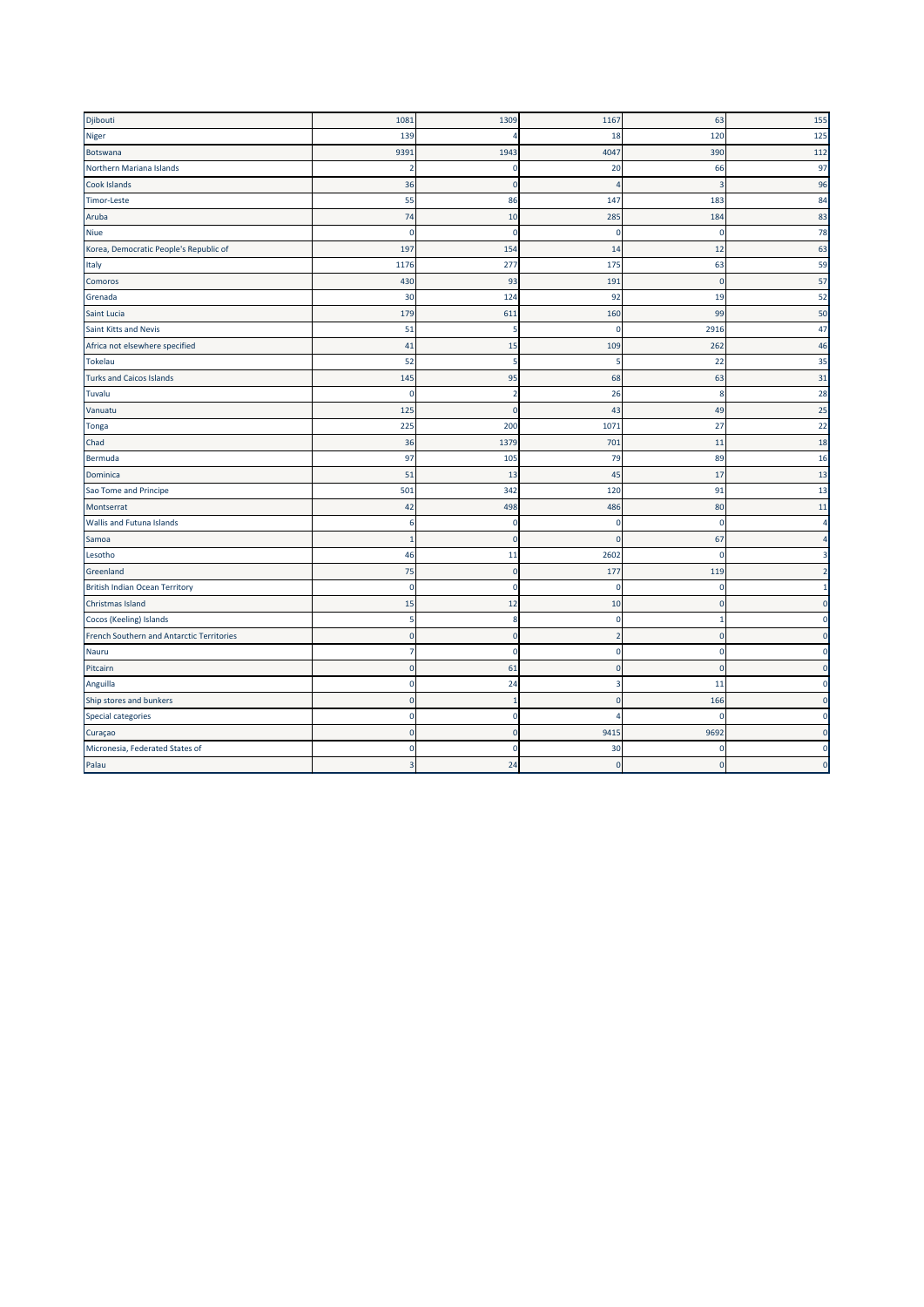| | | | | | |
|---|---|---|---|---|---|
| Djibouti | 1081 | 1309 | 1167 | 63 | 155 |
| Niger | 139 | 4 | 18 | 120 | 125 |
| Botswana | 9391 | 1943 | 4047 | 390 | 112 |
| Northern Mariana Islands | 2 | 0 | 20 | 66 | 97 |
| Cook Islands | 36 | 0 | 4 | 3 | 96 |
| Timor-Leste | 55 | 86 | 147 | 183 | 84 |
| Aruba | 74 | 10 | 285 | 184 | 83 |
| Niue | 0 | 0 | 0 | 0 | 78 |
| Korea, Democratic People's Republic of | 197 | 154 | 14 | 12 | 63 |
| Italy | 1176 | 277 | 175 | 63 | 59 |
| Comoros | 430 | 93 | 191 | 0 | 57 |
| Grenada | 30 | 124 | 92 | 19 | 52 |
| Saint Lucia | 179 | 611 | 160 | 99 | 50 |
| Saint Kitts and Nevis | 51 | 5 | 0 | 2916 | 47 |
| Africa not elsewhere specified | 41 | 15 | 109 | 262 | 46 |
| Tokelau | 52 | 5 | 5 | 22 | 35 |
| Turks and Caicos Islands | 145 | 95 | 68 | 63 | 31 |
| Tuvalu | 0 | 2 | 26 | 8 | 28 |
| Vanuatu | 125 | 0 | 43 | 49 | 25 |
| Tonga | 225 | 200 | 1071 | 27 | 22 |
| Chad | 36 | 1379 | 701 | 11 | 18 |
| Bermuda | 97 | 105 | 79 | 89 | 16 |
| Dominica | 51 | 13 | 45 | 17 | 13 |
| Sao Tome and Principe | 501 | 342 | 120 | 91 | 13 |
| Montserrat | 42 | 498 | 486 | 80 | 11 |
| Wallis and Futuna Islands | 6 | 0 | 0 | 0 | 4 |
| Samoa | 1 | 0 | 0 | 67 | 4 |
| Lesotho | 46 | 11 | 2602 | 0 | 3 |
| Greenland | 75 | 0 | 177 | 119 | 2 |
| British Indian Ocean Territory | 0 | 0 | 0 | 0 | 1 |
| Christmas Island | 15 | 12 | 10 | 0 | 0 |
| Cocos (Keeling) Islands | 5 | 8 | 0 | 1 | 0 |
| French Southern and Antarctic Territories | 0 | 0 | 2 | 0 | 0 |
| Nauru | 7 | 0 | 0 | 0 | 0 |
| Pitcairn | 0 | 61 | 0 | 0 | 0 |
| Anguilla | 0 | 24 | 3 | 11 | 0 |
| Ship stores and bunkers | 0 | 1 | 0 | 166 | 0 |
| Special categories | 0 | 0 | 4 | 0 | 0 |
| Curaçao | 0 | 0 | 9415 | 9692 | 0 |
| Micronesia, Federated States of | 0 | 0 | 30 | 0 | 0 |
| Palau | 3 | 24 | 0 | 0 | 0 |